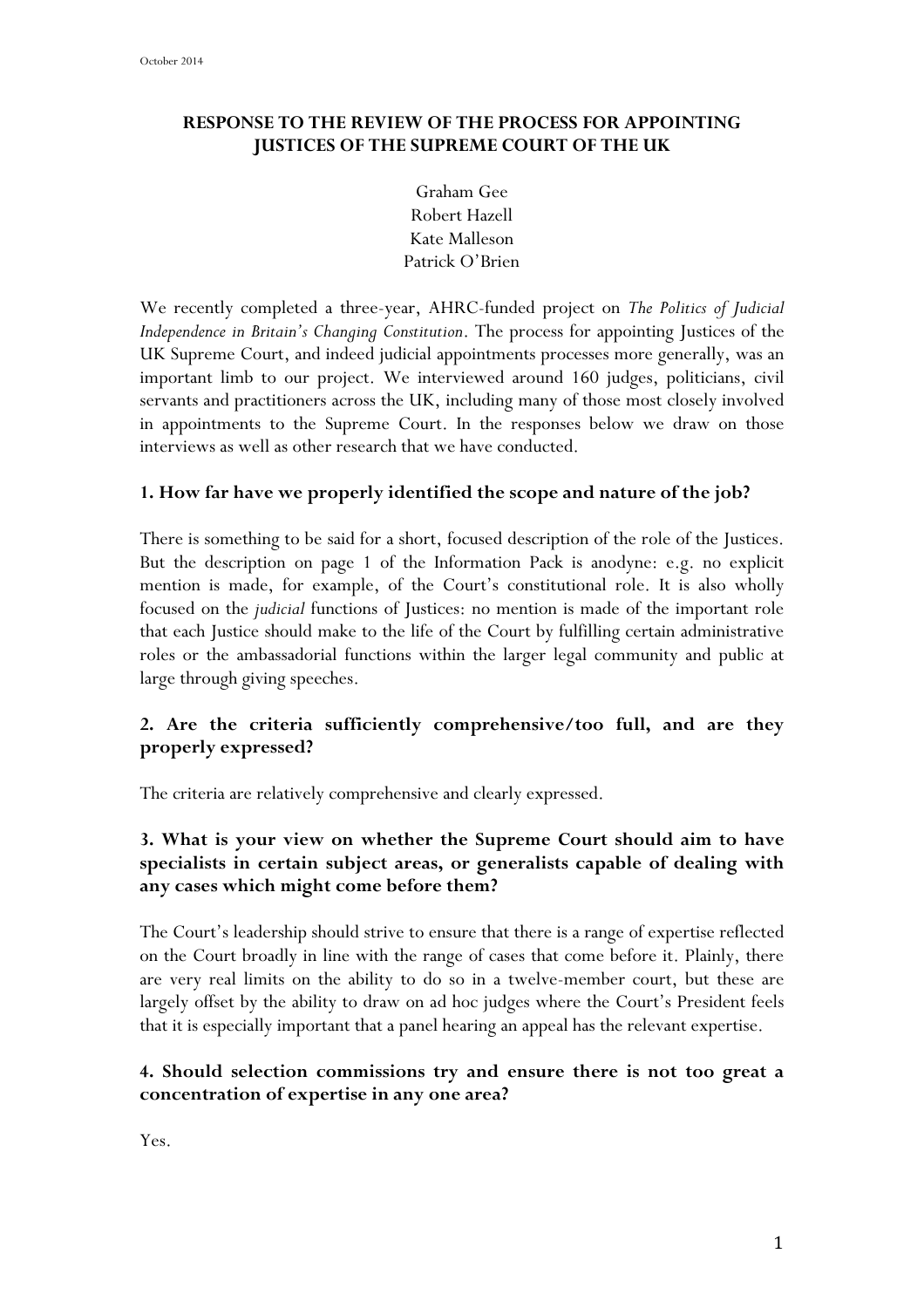October 2014

# RESPONSE TO THE REVIEW OF THE PROCESS FOR APPOINTING JUSTICES OF THE SUPREME COURT OF THE UK

Graham Gee
Robert Hazell
Kate Malleson
Patrick O'Brien

We recently completed a three-year, AHRC-funded project on *The Politics of Judicial Independence in Britain's Changing Constitution*. The process for appointing Justices of the UK Supreme Court, and indeed judicial appointments processes more generally, was an important limb to our project. We interviewed around 160 judges, politicians, civil servants and practitioners across the UK, including many of those most closely involved in appointments to the Supreme Court. In the responses below we draw on those interviews as well as other research that we have conducted.

## 1. How far have we properly identified the scope and nature of the job?

There is something to be said for a short, focused description of the role of the Justices. But the description on page 1 of the Information Pack is anodyne: e.g. no explicit mention is made, for example, of the Court's constitutional role. It is also wholly focused on the *judicial* functions of Justices: no mention is made of the important role that each Justice should make to the life of the Court by fulfilling certain administrative roles or the ambassadorial functions within the larger legal community and public at large through giving speeches.

## 2. Are the criteria sufficiently comprehensive/too full, and are they properly expressed?

The criteria are relatively comprehensive and clearly expressed.

## 3. What is your view on whether the Supreme Court should aim to have specialists in certain subject areas, or generalists capable of dealing with any cases which might come before them?

The Court's leadership should strive to ensure that there is a range of expertise reflected on the Court broadly in line with the range of cases that come before it. Plainly, there are very real limits on the ability to do so in a twelve-member court, but these are largely offset by the ability to draw on ad hoc judges where the Court's President feels that it is especially important that a panel hearing an appeal has the relevant expertise.

## 4. Should selection commissions try and ensure there is not too great a concentration of expertise in any one area?

Yes.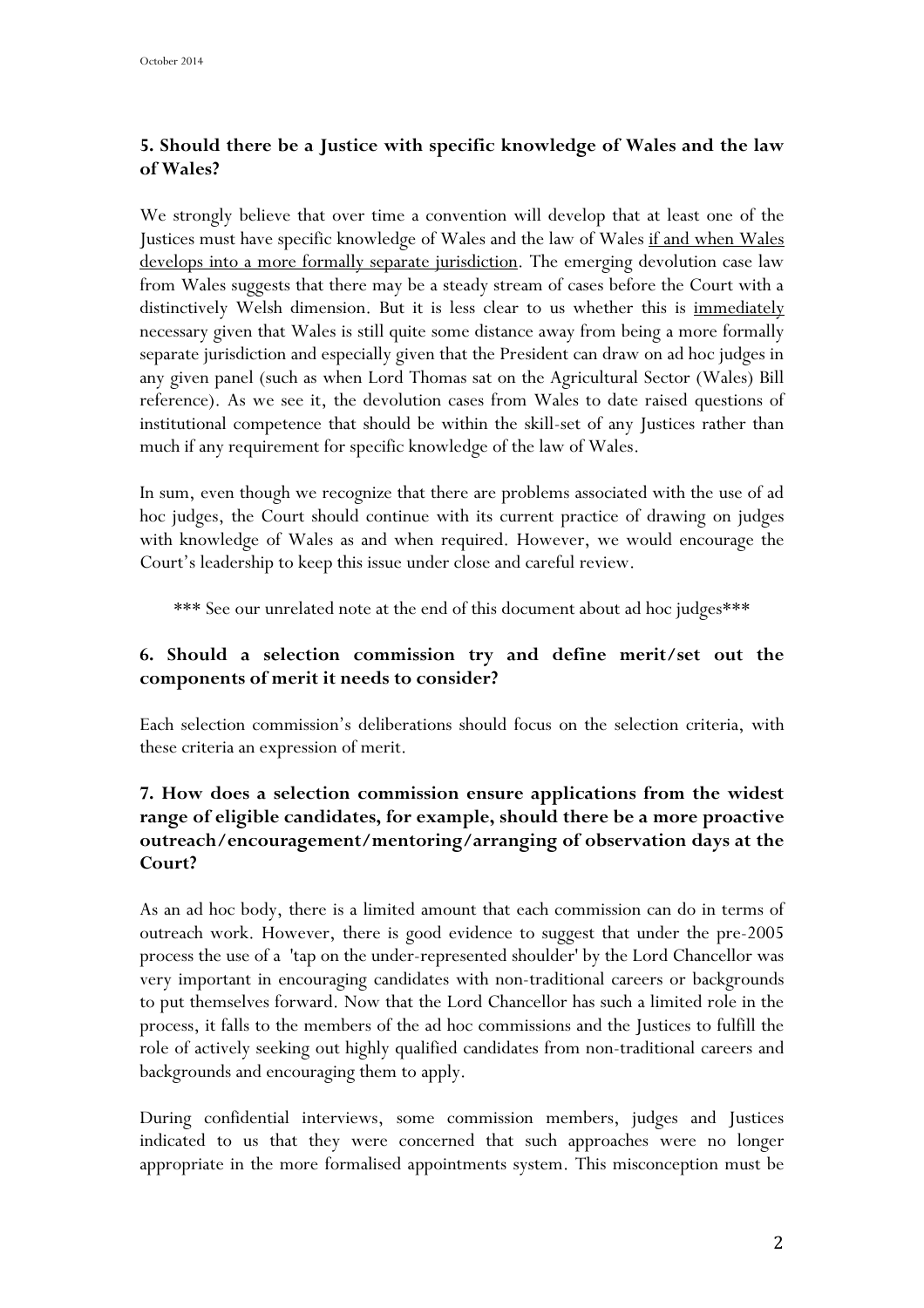## 5. Should there be a Justice with specific knowledge of Wales and the law of Wales?

We strongly believe that over time a convention will develop that at least one of the Justices must have specific knowledge of Wales and the law of Wales <u>if and when Wales develops into a more formally separate jurisdiction</u>. The emerging devolution case law from Wales suggests that there may be a steady stream of cases before the Court with a distinctively Welsh dimension. But it is less clear to us whether this is <u>immediately</u> necessary given that Wales is still quite some distance away from being a more formally separate jurisdiction and especially given that the President can draw on ad hoc judges in any given panel (such as when Lord Thomas sat on the Agricultural Sector (Wales) Bill reference). As we see it, the devolution cases from Wales to date raised questions of institutional competence that should be within the skill-set of any Justices rather than much if any requirement for specific knowledge of the law of Wales.

In sum, even though we recognize that there are problems associated with the use of ad hoc judges, the Court should continue with its current practice of drawing on judges with knowledge of Wales as and when required. However, we would encourage the Court's leadership to keep this issue under close and careful review.

*** See our unrelated note at the end of this document about ad hoc judges***

## 6. Should a selection commission try and define merit/set out the components of merit it needs to consider?

Each selection commission's deliberations should focus on the selection criteria, with these criteria an expression of merit.

## 7. How does a selection commission ensure applications from the widest range of eligible candidates, for example, should there be a more proactive outreach/encouragement/mentoring/arranging of observation days at the Court?

As an ad hoc body, there is a limited amount that each commission can do in terms of outreach work. However, there is good evidence to suggest that under the pre-2005 process the use of a 'tap on the under-represented shoulder' by the Lord Chancellor was very important in encouraging candidates with non-traditional careers or backgrounds to put themselves forward. Now that the Lord Chancellor has such a limited role in the process, it falls to the members of the ad hoc commissions and the Justices to fulfill the role of actively seeking out highly qualified candidates from non-traditional careers and backgrounds and encouraging them to apply.

During confidential interviews, some commission members, judges and Justices indicated to us that they were concerned that such approaches were no longer appropriate in the more formalised appointments system. This misconception must be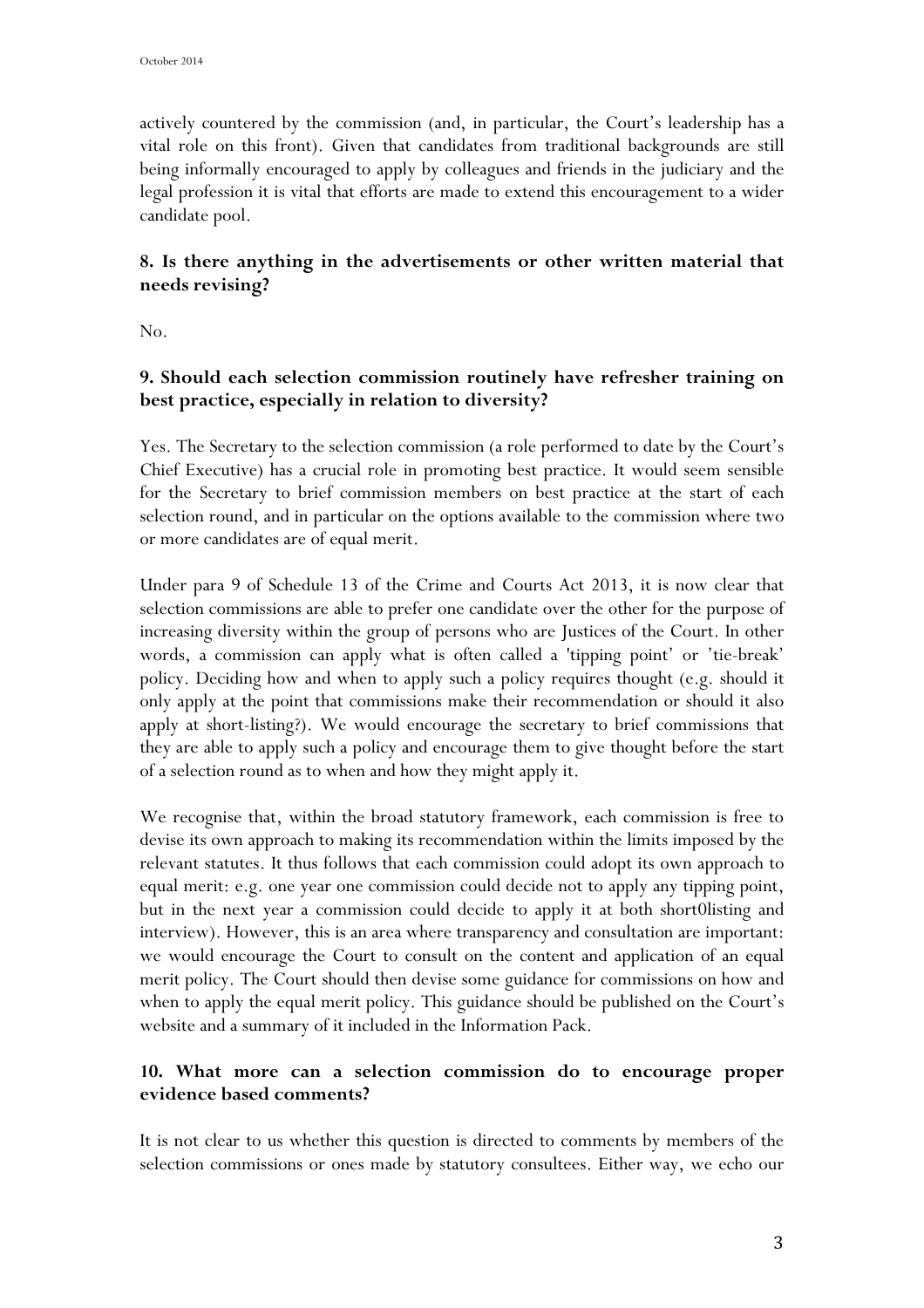actively countered by the commission (and, in particular, the Court's leadership has a vital role on this front). Given that candidates from traditional backgrounds are still being informally encouraged to apply by colleagues and friends in the judiciary and the legal profession it is vital that efforts are made to extend this encouragement to a wider candidate pool.

## 8. Is there anything in the advertisements or other written material that needs revising?

No.

## 9. Should each selection commission routinely have refresher training on best practice, especially in relation to diversity?

Yes. The Secretary to the selection commission (a role performed to date by the Court's Chief Executive) has a crucial role in promoting best practice. It would seem sensible for the Secretary to brief commission members on best practice at the start of each selection round, and in particular on the options available to the commission where two or more candidates are of equal merit.

Under para 9 of Schedule 13 of the Crime and Courts Act 2013, it is now clear that selection commissions are able to prefer one candidate over the other for the purpose of increasing diversity within the group of persons who are Justices of the Court. In other words, a commission can apply what is often called a 'tipping point' or 'tie-break' policy. Deciding how and when to apply such a policy requires thought (e.g. should it only apply at the point that commissions make their recommendation or should it also apply at short-listing?). We would encourage the secretary to brief commissions that they are able to apply such a policy and encourage them to give thought before the start of a selection round as to when and how they might apply it.

We recognise that, within the broad statutory framework, each commission is free to devise its own approach to making its recommendation within the limits imposed by the relevant statutes. It thus follows that each commission could adopt its own approach to equal merit: e.g. one year one commission could decide not to apply any tipping point, but in the next year a commission could decide to apply it at both short0listing and interview). However, this is an area where transparency and consultation are important: we would encourage the Court to consult on the content and application of an equal merit policy. The Court should then devise some guidance for commissions on how and when to apply the equal merit policy. This guidance should be published on the Court's website and a summary of it included in the Information Pack.

## 10. What more can a selection commission do to encourage proper evidence based comments?

It is not clear to us whether this question is directed to comments by members of the selection commissions or ones made by statutory consultees. Either way, we echo our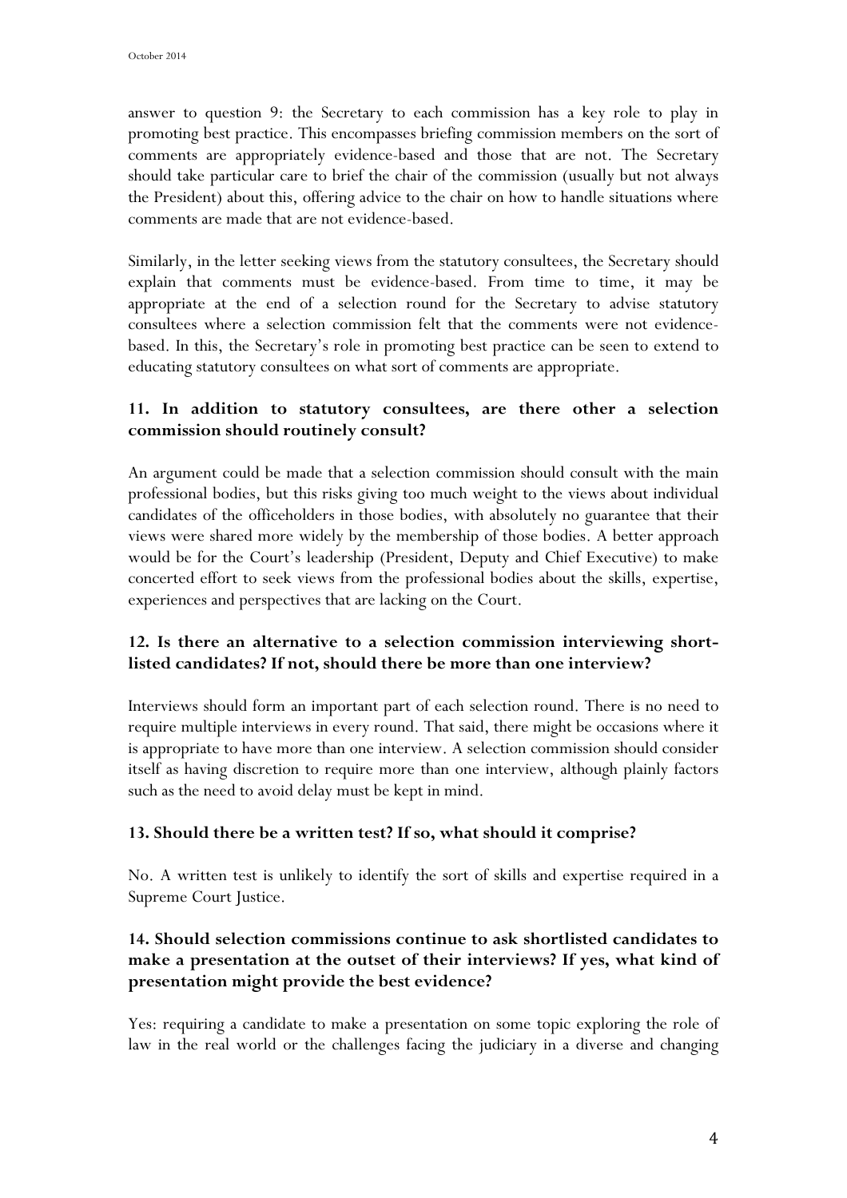answer to question 9: the Secretary to each commission has a key role to play in promoting best practice. This encompasses briefing commission members on the sort of comments are appropriately evidence-based and those that are not. The Secretary should take particular care to brief the chair of the commission (usually but not always the President) about this, offering advice to the chair on how to handle situations where comments are made that are not evidence-based.

Similarly, in the letter seeking views from the statutory consultees, the Secretary should explain that comments must be evidence-based. From time to time, it may be appropriate at the end of a selection round for the Secretary to advise statutory consultees where a selection commission felt that the comments were not evidence-based. In this, the Secretary's role in promoting best practice can be seen to extend to educating statutory consultees on what sort of comments are appropriate.

### 11. In addition to statutory consultees, are there other a selection commission should routinely consult?

An argument could be made that a selection commission should consult with the main professional bodies, but this risks giving too much weight to the views about individual candidates of the officeholders in those bodies, with absolutely no guarantee that their views were shared more widely by the membership of those bodies. A better approach would be for the Court's leadership (President, Deputy and Chief Executive) to make concerted effort to seek views from the professional bodies about the skills, expertise, experiences and perspectives that are lacking on the Court.

### 12. Is there an alternative to a selection commission interviewing short-listed candidates? If not, should there be more than one interview?

Interviews should form an important part of each selection round. There is no need to require multiple interviews in every round. That said, there might be occasions where it is appropriate to have more than one interview. A selection commission should consider itself as having discretion to require more than one interview, although plainly factors such as the need to avoid delay must be kept in mind.

### 13. Should there be a written test? If so, what should it comprise?

No. A written test is unlikely to identify the sort of skills and expertise required in a Supreme Court Justice.

### 14. Should selection commissions continue to ask shortlisted candidates to make a presentation at the outset of their interviews? If yes, what kind of presentation might provide the best evidence?

Yes: requiring a candidate to make a presentation on some topic exploring the role of law in the real world or the challenges facing the judiciary in a diverse and changing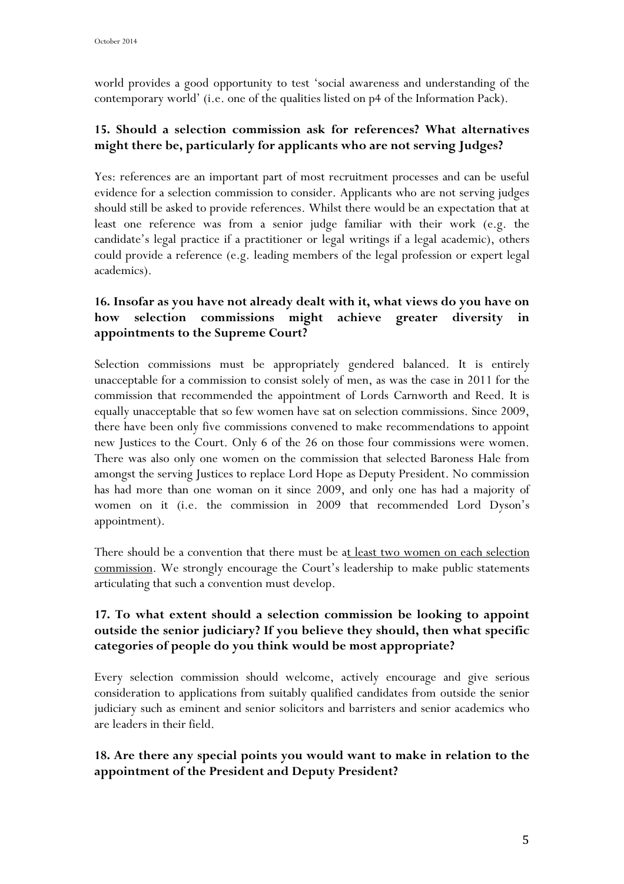world provides a good opportunity to test 'social awareness and understanding of the contemporary world' (i.e. one of the qualities listed on p4 of the Information Pack).

### 15. Should a selection commission ask for references? What alternatives might there be, particularly for applicants who are not serving Judges?

Yes: references are an important part of most recruitment processes and can be useful evidence for a selection commission to consider. Applicants who are not serving judges should still be asked to provide references. Whilst there would be an expectation that at least one reference was from a senior judge familiar with their work (e.g. the candidate's legal practice if a practitioner or legal writings if a legal academic), others could provide a reference (e.g. leading members of the legal profession or expert legal academics).

### 16. Insofar as you have not already dealt with it, what views do you have on how selection commissions might achieve greater diversity in appointments to the Supreme Court?

Selection commissions must be appropriately gendered balanced. It is entirely unacceptable for a commission to consist solely of men, as was the case in 2011 for the commission that recommended the appointment of Lords Carnworth and Reed. It is equally unacceptable that so few women have sat on selection commissions. Since 2009, there have been only five commissions convened to make recommendations to appoint new Justices to the Court. Only 6 of the 26 on those four commissions were women. There was also only one women on the commission that selected Baroness Hale from amongst the serving Justices to replace Lord Hope as Deputy President. No commission has had more than one woman on it since 2009, and only one has had a majority of women on it (i.e. the commission in 2009 that recommended Lord Dyson's appointment).

There should be a convention that there must be a<u>t least two women on each selection commission</u>. We strongly encourage the Court's leadership to make public statements articulating that such a convention must develop.

### 17. To what extent should a selection commission be looking to appoint outside the senior judiciary? If you believe they should, then what specific categories of people do you think would be most appropriate?

Every selection commission should welcome, actively encourage and give serious consideration to applications from suitably qualified candidates from outside the senior judiciary such as eminent and senior solicitors and barristers and senior academics who are leaders in their field.

### 18. Are there any special points you would want to make in relation to the appointment of the President and Deputy President?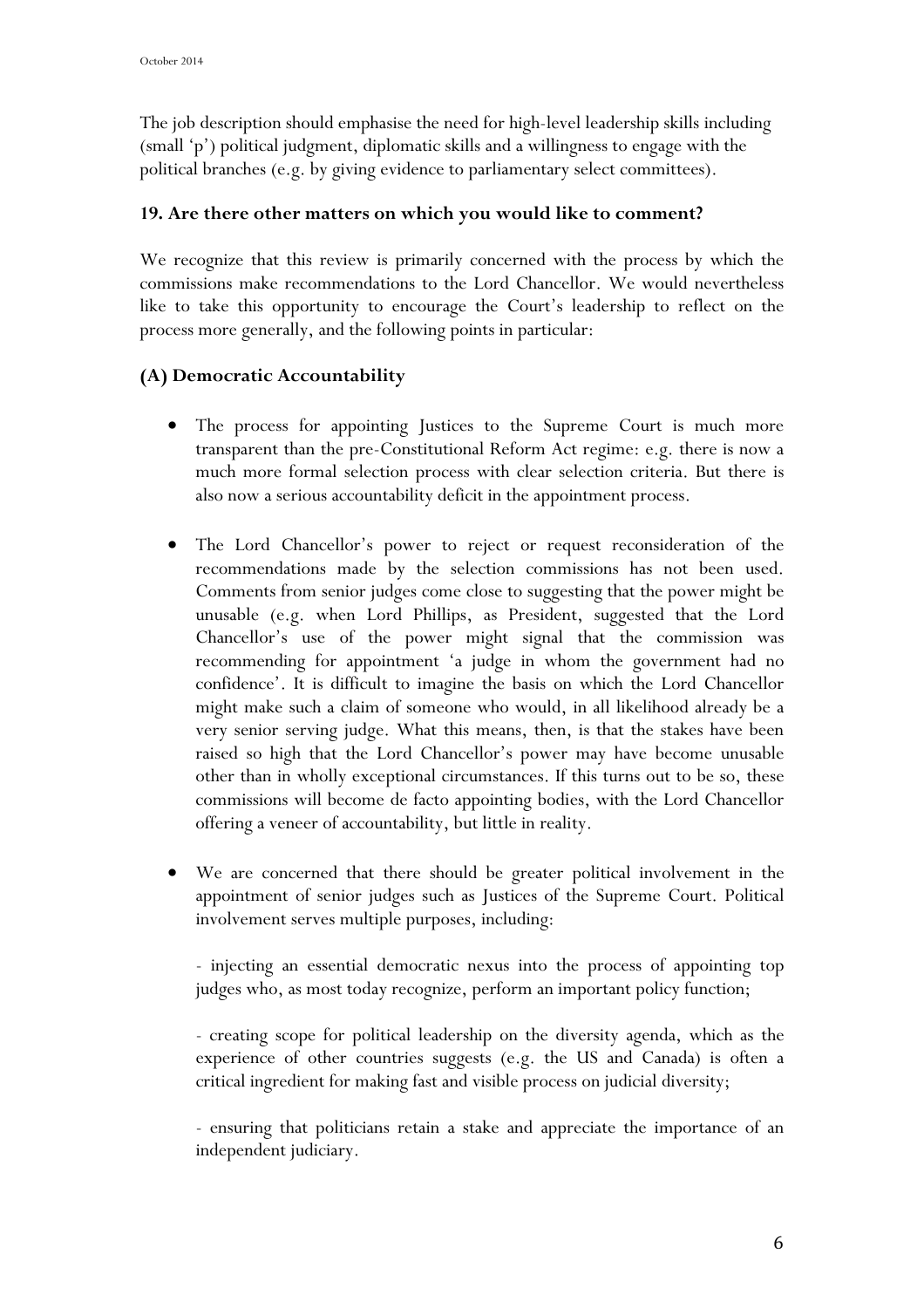The job description should emphasise the need for high-level leadership skills including (small 'p') political judgment, diplomatic skills and a willingness to engage with the political branches (e.g. by giving evidence to parliamentary select committees).

**19. Are there other matters on which you would like to comment?**

We recognize that this review is primarily concerned with the process by which the commissions make recommendations to the Lord Chancellor. We would nevertheless like to take this opportunity to encourage the Court's leadership to reflect on the process more generally, and the following points in particular:

**(A) Democratic Accountability**

- The process for appointing Justices to the Supreme Court is much more transparent than the pre-Constitutional Reform Act regime: e.g. there is now a much more formal selection process with clear selection criteria. But there is also now a serious accountability deficit in the appointment process.

- The Lord Chancellor's power to reject or request reconsideration of the recommendations made by the selection commissions has not been used. Comments from senior judges come close to suggesting that the power might be unusable (e.g. when Lord Phillips, as President, suggested that the Lord Chancellor's use of the power might signal that the commission was recommending for appointment 'a judge in whom the government had no confidence'. It is difficult to imagine the basis on which the Lord Chancellor might make such a claim of someone who would, in all likelihood already be a very senior serving judge. What this means, then, is that the stakes have been raised so high that the Lord Chancellor's power may have become unusable other than in wholly exceptional circumstances. If this turns out to be so, these commissions will become de facto appointing bodies, with the Lord Chancellor offering a veneer of accountability, but little in reality.

- We are concerned that there should be greater political involvement in the appointment of senior judges such as Justices of the Supreme Court. Political involvement serves multiple purposes, including:

  - injecting an essential democratic nexus into the process of appointing top judges who, as most today recognize, perform an important policy function;

  - creating scope for political leadership on the diversity agenda, which as the experience of other countries suggests (e.g. the US and Canada) is often a critical ingredient for making fast and visible process on judicial diversity;

  - ensuring that politicians retain a stake and appreciate the importance of an independent judiciary.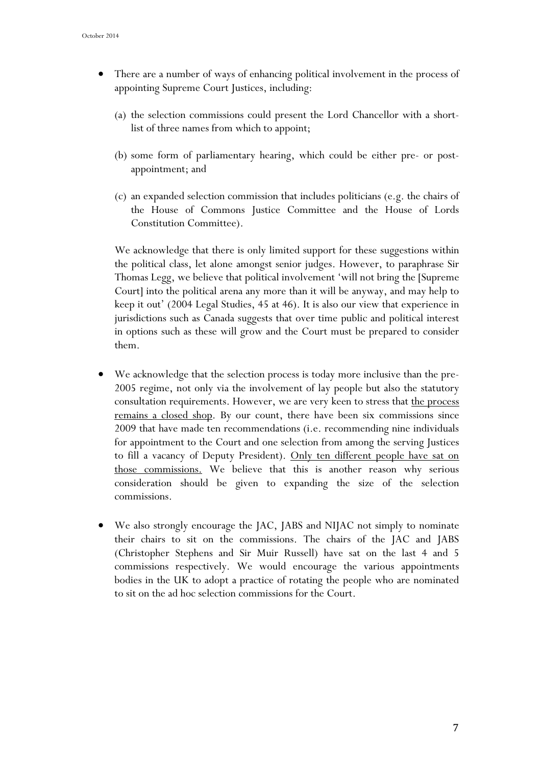- There are a number of ways of enhancing political involvement in the process of appointing Supreme Court Justices, including:

  (a) the selection commissions could present the Lord Chancellor with a short-list of three names from which to appoint;

  (b) some form of parliamentary hearing, which could be either pre- or post-appointment; and

  (c) an expanded selection commission that includes politicians (e.g. the chairs of the House of Commons Justice Committee and the House of Lords Constitution Committee).

  We acknowledge that there is only limited support for these suggestions within the political class, let alone amongst senior judges. However, to paraphrase Sir Thomas Legg, we believe that political involvement 'will not bring the [Supreme Court] into the political arena any more than it will be anyway, and may help to keep it out' (2004 Legal Studies, 45 at 46). It is also our view that experience in jurisdictions such as Canada suggests that over time public and political interest in options such as these will grow and the Court must be prepared to consider them.

- We acknowledge that the selection process is today more inclusive than the pre-2005 regime, not only via the involvement of lay people but also the statutory consultation requirements. However, we are very keen to stress that <u>the process remains a closed shop</u>. By our count, there have been six commissions since 2009 that have made ten recommendations (i.e. recommending nine individuals for appointment to the Court and one selection from among the serving Justices to fill a vacancy of Deputy President). <u>Only ten different people have sat on those commissions.</u> We believe that this is another reason why serious consideration should be given to expanding the size of the selection commissions.

- We also strongly encourage the JAC, JABS and NIJAC not simply to nominate their chairs to sit on the commissions. The chairs of the JAC and JABS (Christopher Stephens and Sir Muir Russell) have sat on the last 4 and 5 commissions respectively. We would encourage the various appointments bodies in the UK to adopt a practice of rotating the people who are nominated to sit on the ad hoc selection commissions for the Court.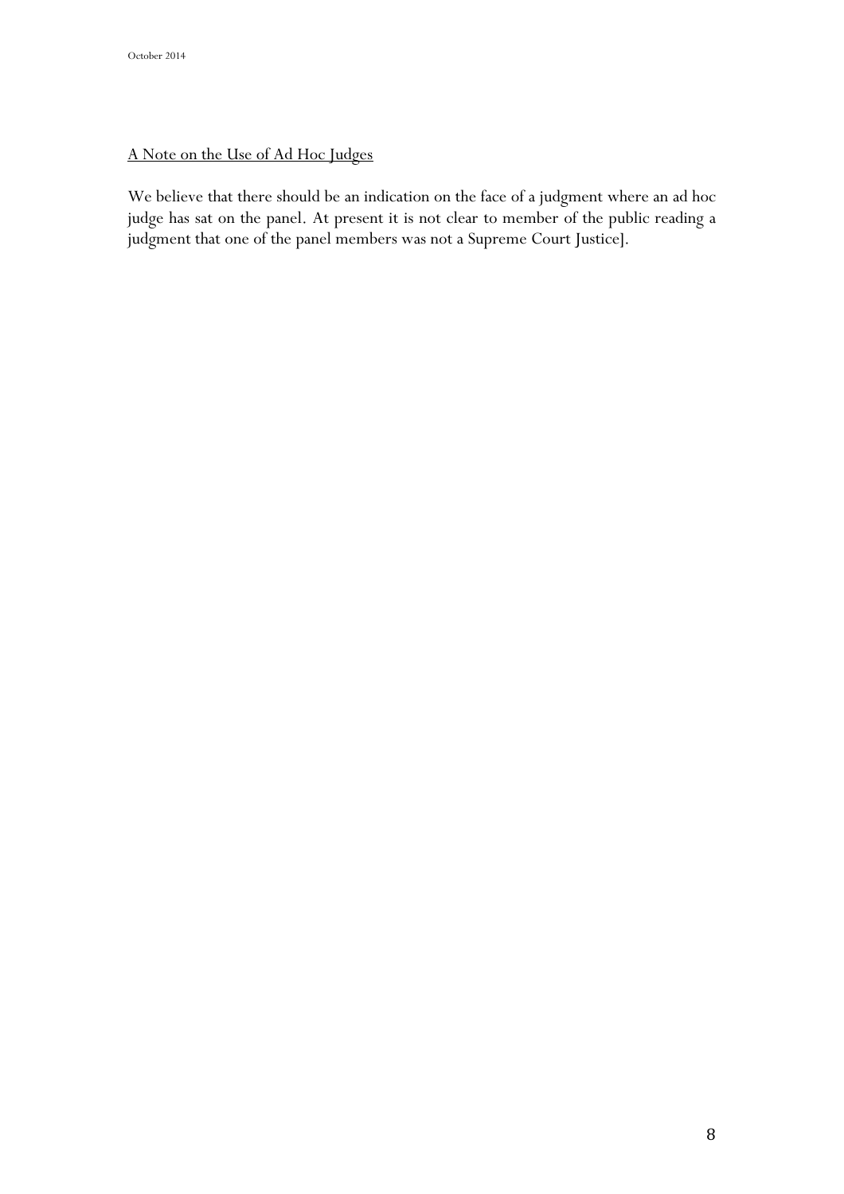<u>A Note on the Use of Ad Hoc Judges</u>

We believe that there should be an indication on the face of a judgment where an ad hoc judge has sat on the panel. At present it is not clear to member of the public reading a judgment that one of the panel members was not a Supreme Court Justice].